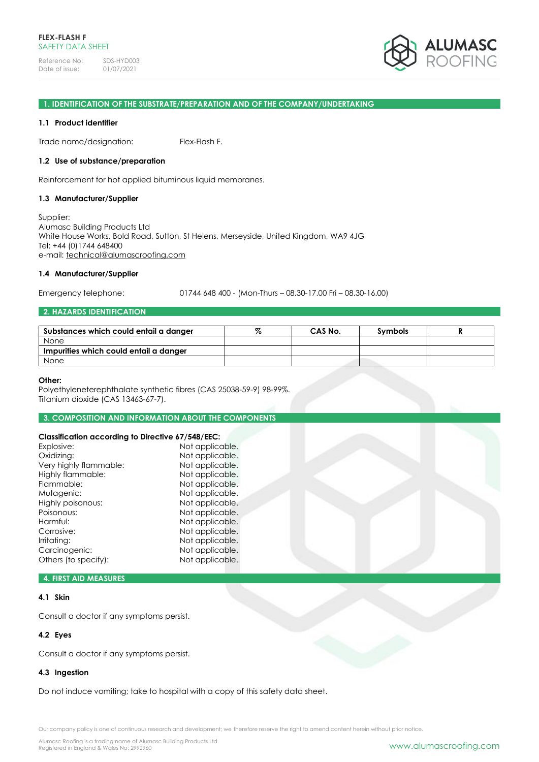**FLEX-FLASH F**
SAFETY DATA SHEET

Reference No: SDS-HYD003
Date of issue: 01/07/2021

## 1. IDENTIFICATION OF THE SUBSTRATE/PREPARATION AND OF THE COMPANY/UNDERTAKING

### 1.1 Product identifier

Trade name/designation: Flex-Flash F.

### 1.2 Use of substance/preparation

Reinforcement for hot applied bituminous liquid membranes.

### 1.3 Manufacturer/Supplier

Supplier:
Alumasc Building Products Ltd
White House Works, Bold Road, Sutton, St Helens, Merseyside, United Kingdom, WA9 4JG
Tel: +44 (0)1744 648400
e-mail: technical@alumascroofing.com

### 1.4 Manufacturer/Supplier

Emergency telephone: 01744 648 400 - (Mon-Thurs – 08.30-17.00 Fri – 08.30-16.00)

## 2. HAZARDS IDENTIFICATION

| Substances which could entail a danger | % | CAS No. | Symbols | R |
|---|---|---|---|---|
| None | | | | |
| **Impurities which could entail a danger** | | | | |
| None | | | | |

**Other:**
Polyethyleneterephthalate synthetic fibres (CAS 25038-59-9) 98-99%.
Titanium dioxide (CAS 13463-67-7).

## 3. COMPOSITION AND INFORMATION ABOUT THE COMPONENTS

**Classification according to Directive 67/548/EEC:**

Explosive: Not applicable.
Oxidizing: Not applicable.
Very highly flammable: Not applicable.
Highly flammable: Not applicable.
Flammable: Not applicable.
Mutagenic: Not applicable.
Highly poisonous: Not applicable.
Poisonous: Not applicable.
Harmful: Not applicable.
Corrosive: Not applicable.
Irritating: Not applicable.
Carcinogenic: Not applicable.
Others (to specify): Not applicable.

## 4. FIRST AID MEASURES

### 4.1 Skin

Consult a doctor if any symptoms persist.

### 4.2 Eyes

Consult a doctor if any symptoms persist.

### 4.3 Ingestion

Do not induce vomiting; take to hospital with a copy of this safety data sheet.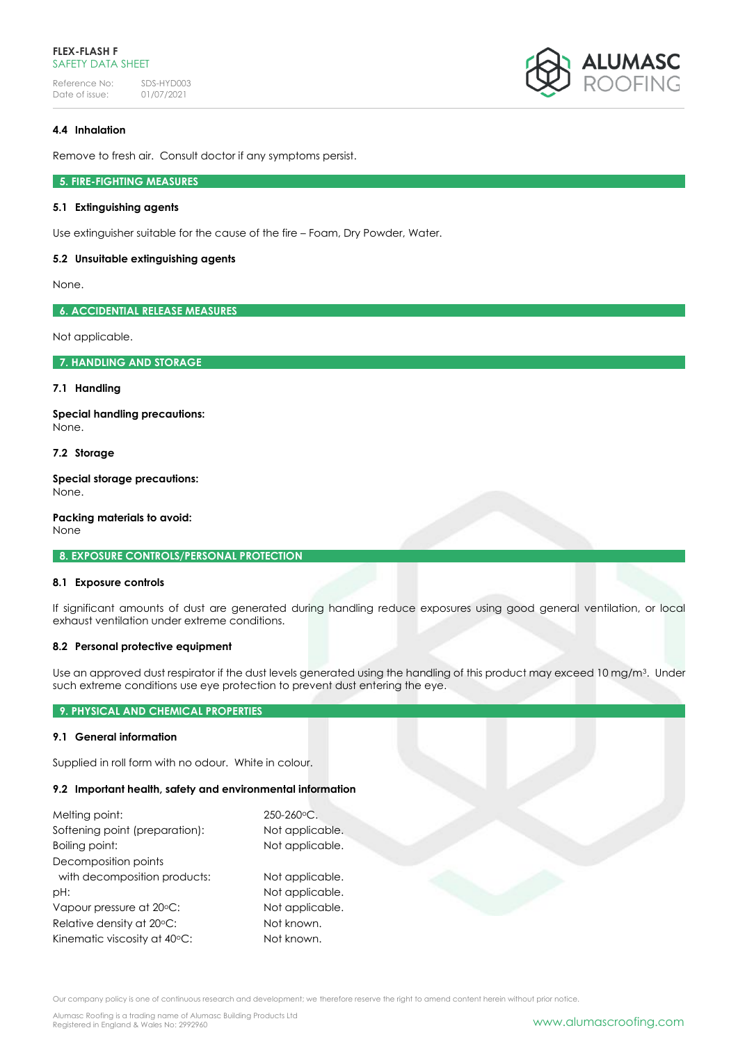### 4.4 Inhalation

Remove to fresh air. Consult doctor if any symptoms persist.

## 5. FIRE-FIGHTING MEASURES

### 5.1 Extinguishing agents

Use extinguisher suitable for the cause of the fire – Foam, Dry Powder, Water.

### 5.2 Unsuitable extinguishing agents

None.

## 6. ACCIDENTIAL RELEASE MEASURES

Not applicable.

## 7. HANDLING AND STORAGE

### 7.1 Handling

**Special handling precautions:**
None.

### 7.2 Storage

**Special storage precautions:**
None.

**Packing materials to avoid:**
None

## 8. EXPOSURE CONTROLS/PERSONAL PROTECTION

### 8.1 Exposure controls

If significant amounts of dust are generated during handling reduce exposures using good general ventilation, or local exhaust ventilation under extreme conditions.

### 8.2 Personal protective equipment

Use an approved dust respirator if the dust levels generated using the handling of this product may exceed 10 mg/m$^3$. Under such extreme conditions use eye protection to prevent dust entering the eye.

## 9. PHYSICAL AND CHEMICAL PROPERTIES

### 9.1 General information

Supplied in roll form with no odour. White in colour.

### 9.2 Important health, safety and environmental information

| | |
|---|---|
| Melting point: | 250-260°C. |
| Softening point (preparation): | Not applicable. |
| Boiling point: | Not applicable. |
| Decomposition points with decomposition products: | Not applicable. |
| pH: | Not applicable. |
| Vapour pressure at 20°C: | Not applicable. |
| Relative density at 20°C: | Not known. |
| Kinematic viscosity at 40°C: | Not known. |

Our company policy is one of continuous research and development; we therefore reserve the right to amend content herein without prior notice.

Alumasc Roofing is a trading name of Alumasc Building Products Ltd
Registered in England & Wales No: 2992960

www.alumascroofing.com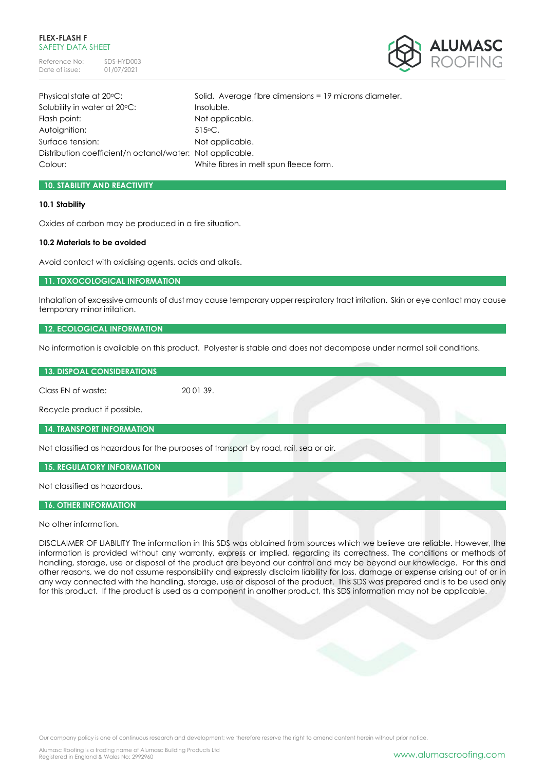| | |
|---|---|
| Physical state at 20ºC: | Solid. Average fibre dimensions = 19 microns diameter. |
| Solubility in water at 20ºC: | Insoluble. |
| Flash point: | Not applicable. |
| Autoignition: | 515ºC. |
| Surface tension: | Not applicable. |
| Distribution coefficient/n octanol/water: | Not applicable. |
| Colour: | White fibres in melt spun fleece form. |

## 10. STABILITY AND REACTIVITY

**10.1 Stability**

Oxides of carbon may be produced in a fire situation.

**10.2 Materials to be avoided**

Avoid contact with oxidising agents, acids and alkalis.

## 11. TOXOCOLOGICAL INFORMATION

Inhalation of excessive amounts of dust may cause temporary upper respiratory tract irritation. Skin or eye contact may cause temporary minor irritation.

## 12. ECOLOGICAL INFORMATION

No information is available on this product. Polyester is stable and does not decompose under normal soil conditions.

## 13. DISPOAL CONSIDERATIONS

Class EN of waste: 20 01 39.

Recycle product if possible.

## 14. TRANSPORT INFORMATION

Not classified as hazardous for the purposes of transport by road, rail, sea or air.

## 15. REGULATORY INFORMATION

Not classified as hazardous.

## 16. OTHER INFORMATION

No other information.

DISCLAIMER OF LIABILITY The information in this SDS was obtained from sources which we believe are reliable. However, the information is provided without any warranty, express or implied, regarding its correctness. The conditions or methods of handling, storage, use or disposal of the product are beyond our control and may be beyond our knowledge. For this and other reasons, we do not assume responsibility and expressly disclaim liability for loss, damage or expense arising out of or in any way connected with the handling, storage, use or disposal of the product. This SDS was prepared and is to be used only for this product. If the product is used as a component in another product, this SDS information may not be applicable.